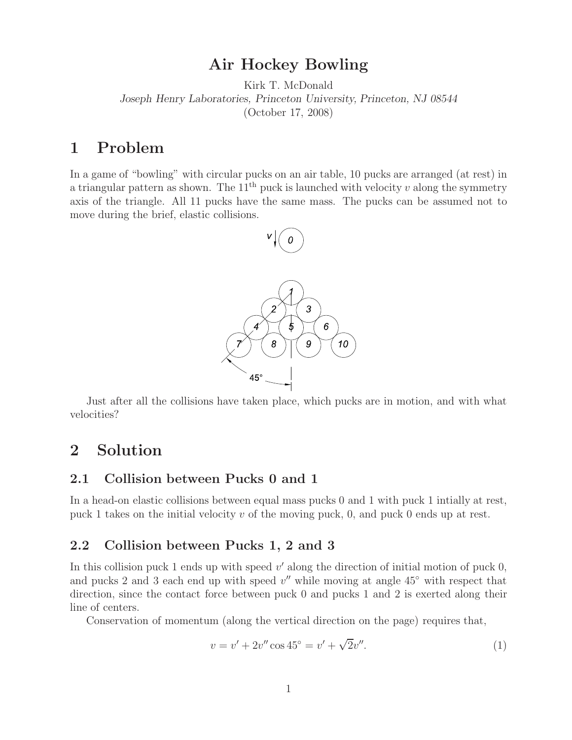# Air Hockey Bowling

Kirk T. McDonald

*Joseph Henry Laboratories, Princeton University, Princeton, NJ 08544*

(October 17, 2008)

## 1 Problem

In a game of "bowling" with circular pucks on an air table, 10 pucks are arranged (at rest) in a triangular pattern as shown. The 11th puck is launched with velocity $v$ along the symmetry axis of the triangle. All 11 pucks have the same mass. The pucks can be assumed not to move during the brief, elastic collisions.

Just after all the collisions have taken place, which pucks are in motion, and with what velocities?

## 2 Solution

### 2.1 Collision between Pucks 0 and 1

In a head-on elastic collisions between equal mass pucks 0 and 1 with puck 1 intially at rest, puck 1 takes on the initial velocity $v$ of the moving puck, 0, and puck 0 ends up at rest.

### 2.2 Collision between Pucks 1, 2 and 3

In this collision puck 1 ends up with speed $v'$ along the direction of initial motion of puck 0, and pucks 2 and 3 each end up with speed $v''$ while moving at angle 45° with respect that direction, since the contact force between puck 0 and pucks 1 and 2 is exerted along their line of centers.

Conservation of momentum (along the vertical direction on the page) requires that,

$$v = v' + 2v'' \cos 45^\circ = v' + \sqrt{2}v''. \tag{1}$$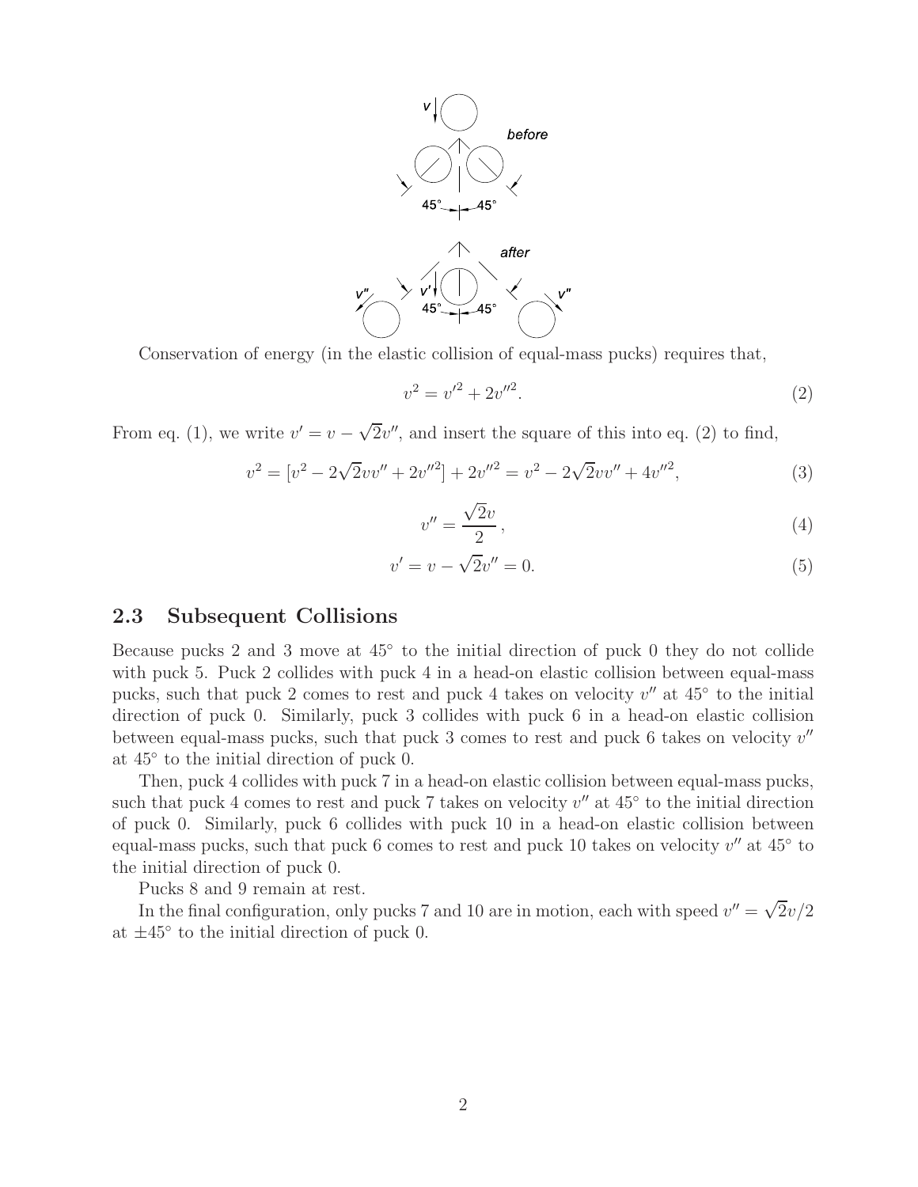before

after

Conservation of energy (in the elastic collision of equal-mass pucks) requires that,

$$v^2 = v'^2 + 2v''^2. \tag{2}$$

From eq. (1), we write $v' = v - \sqrt{2}v''$, and insert the square of this into eq. (2) to find,

$$v^2 = [v^2 - 2\sqrt{2}vv'' + 2v''^2] + 2v''^2 = v^2 - 2\sqrt{2}vv'' + 4v''^2, \tag{3}$$

$$v'' = \frac{\sqrt{2}v}{2}, \tag{4}$$

$$v' = v - \sqrt{2}v'' = 0. \tag{5}$$

## 2.3 Subsequent Collisions

Because pucks 2 and 3 move at 45° to the initial direction of puck 0 they do not collide with puck 5. Puck 2 collides with puck 4 in a head-on elastic collision between equal-mass pucks, such that puck 2 comes to rest and puck 4 takes on velocity $v''$ at 45° to the initial direction of puck 0. Similarly, puck 3 collides with puck 6 in a head-on elastic collision between equal-mass pucks, such that puck 3 comes to rest and puck 6 takes on velocity $v''$ at 45° to the initial direction of puck 0.

Then, puck 4 collides with puck 7 in a head-on elastic collision between equal-mass pucks, such that puck 4 comes to rest and puck 7 takes on velocity $v''$ at 45° to the initial direction of puck 0. Similarly, puck 6 collides with puck 10 in a head-on elastic collision between equal-mass pucks, such that puck 6 comes to rest and puck 10 takes on velocity $v''$ at 45° to the initial direction of puck 0.

Pucks 8 and 9 remain at rest.

In the final configuration, only pucks 7 and 10 are in motion, each with speed $v'' = \sqrt{2}v/2$ at $\pm 45°$ to the initial direction of puck 0.